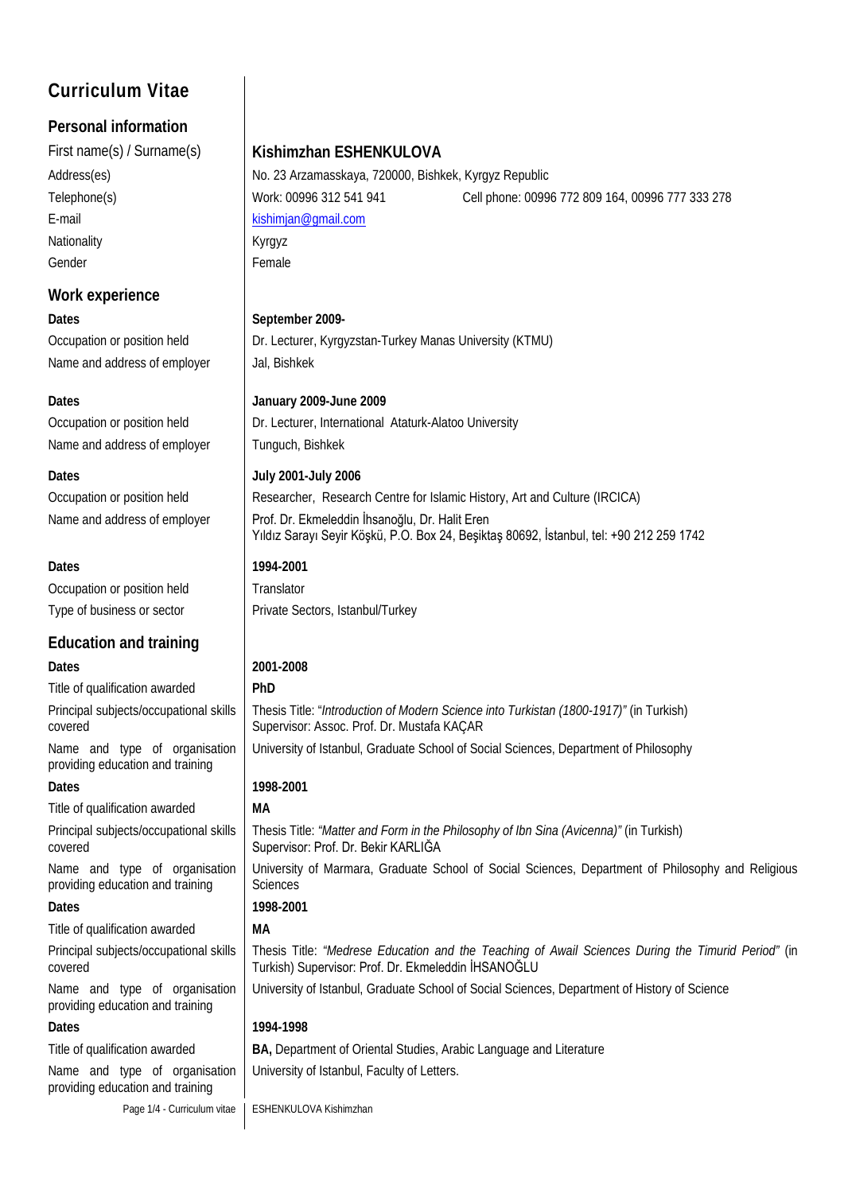# Curriculum Vitae

## Personal information

| | |
|---|---|
| First name(s) / Surname(s) | **Kishimzhan ESHENKULOVA** |
| Address(es) | No. 23 Arzamasskaya, 720000, Bishkek, Kyrgyz Republic |
| Telephone(s) | Work: 00996 312 541 941 Cell phone: 00996 772 809 164, 00996 777 333 278 |
| E-mail | kishimjan@gmail.com |
| Nationality | Kyrgyz |
| Gender | Female |

## Work experience

| | |
|---|---|
| **Dates** | **September 2009-** |
| Occupation or position held | Dr. Lecturer, Kyrgyzstan-Turkey Manas University (KTMU) |
| Name and address of employer | Jal, Bishkek |
| | |
| **Dates** | **January 2009-June 2009** |
| Occupation or position held | Dr. Lecturer, International Ataturk-Alatoo University |
| Name and address of employer | Tunguch, Bishkek |
| | |
| **Dates** | **July 2001-July 2006** |
| Occupation or position held | Researcher, Research Centre for Islamic History, Art and Culture (IRCICA) |
| Name and address of employer | Prof. Dr. Ekmeleddin İhsanoğlu, Dr. Halit Eren<br>Yıldız Sarayı Seyir Köşkü, P.O. Box 24, Beşiktaş 80692, İstanbul, tel: +90 212 259 1742 |
| | |
| **Dates** | **1994-2001** |
| Occupation or position held | Translator |
| Type of business or sector | Private Sectors, Istanbul/Turkey |

## Education and training

| | |
|---|---|
| **Dates** | **2001-2008** |
| Title of qualification awarded | **PhD** |
| Principal subjects/occupational skills covered | Thesis Title: "*Introduction of Modern Science into Turkistan (1800-1917)"* (in Turkish)<br>Supervisor: Assoc. Prof. Dr. Mustafa KAÇAR |
| Name and type of organisation providing education and training | University of Istanbul, Graduate School of Social Sciences, Department of Philosophy |
| **Dates** | **1998-2001** |
| Title of qualification awarded | **MA** |
| Principal subjects/occupational skills covered | Thesis Title: *"Matter and Form in the Philosophy of Ibn Sina (Avicenna)"* (in Turkish)<br>Supervisor: Prof. Dr. Bekir KARLIĞA |
| Name and type of organisation providing education and training | University of Marmara, Graduate School of Social Sciences, Department of Philosophy and Religious Sciences |
| **Dates** | **1998-2001** |
| Title of qualification awarded | **MA** |
| Principal subjects/occupational skills covered | Thesis Title: *"Medrese Education and the Teaching of Awail Sciences During the Timurid Period"* (in Turkish) Supervisor: Prof. Dr. Ekmeleddin İHSANOĞLU |
| Name and type of organisation providing education and training | University of Istanbul, Graduate School of Social Sciences, Department of History of Science |
| **Dates** | **1994-1998** |
| Title of qualification awarded | **BA,** Department of Oriental Studies, Arabic Language and Literature |
| Name and type of organisation providing education and training | University of Istanbul, Faculty of Letters. |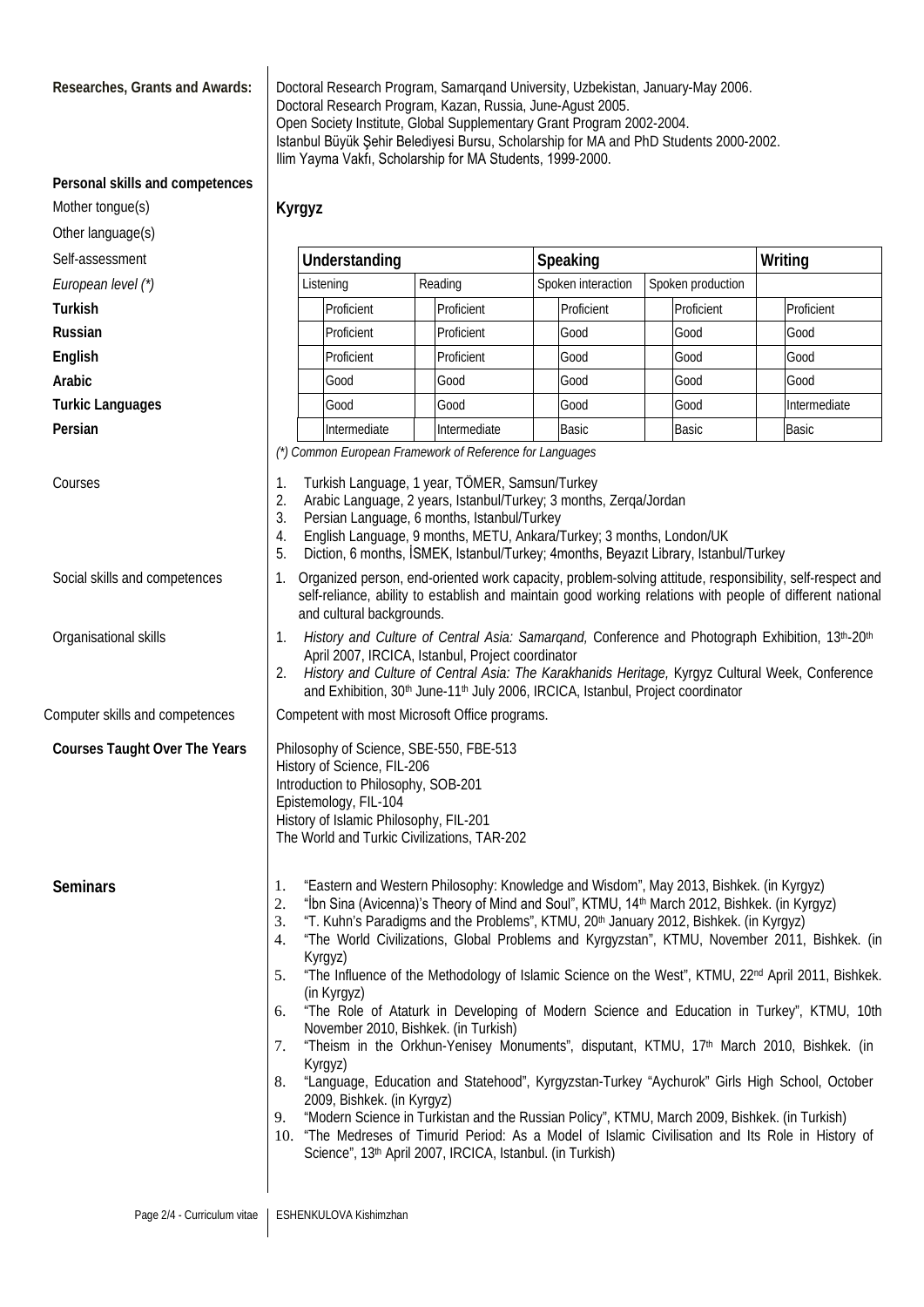**Researches, Grants and Awards:**

Doctoral Research Program, Samarqand University, Uzbekistan, January-May 2006.
Doctoral Research Program, Kazan, Russia, June-Agust 2005.
Open Society Institute, Global Supplementary Grant Program 2002-2004.
Istanbul Büyük Şehir Belediyesi Bursu, Scholarship for MA and PhD Students 2000-2002.
Ilim Yayma Vakfı, Scholarship for MA Students, 1999-2000.

**Personal skills and competences**

Mother tongue(s): **Kyrgyz**

Other language(s)

| Self-assessment | Understanding | | Speaking | | Writing |
|---|---|---|---|---|---|
| *European level (\*)* | Listening | Reading | Spoken interaction | Spoken production | |
| **Turkish** | Proficient | Proficient | Proficient | Proficient | Proficient |
| **Russian** | Proficient | Proficient | Good | Good | Good |
| **English** | Proficient | Proficient | Good | Good | Good |
| **Arabic** | Good | Good | Good | Good | Good |
| **Turkic Languages** | Good | Good | Good | Good | Intermediate |
| **Persian** | Intermediate | Intermediate | Basic | Basic | Basic |

*(\*) Common European Framework of Reference for Languages*

Courses

1. Turkish Language, 1 year, TÖMER, Samsun/Turkey
2. Arabic Language, 2 years, Istanbul/Turkey; 3 months, Zerqa/Jordan
3. Persian Language, 6 months, Istanbul/Turkey
4. English Language, 9 months, METU, Ankara/Turkey; 3 months, London/UK
5. Diction, 6 months, İSMEK, Istanbul/Turkey; 4months, Beyazıt Library, Istanbul/Turkey

Social skills and competences

1. Organized person, end-oriented work capacity, problem-solving attitude, responsibility, self-respect and self-reliance, ability to establish and maintain good working relations with people of different national and cultural backgrounds.

Organisational skills

1. *History and Culture of Central Asia: Samarqand,* Conference and Photograph Exhibition, 13th-20th April 2007, IRCICA, Istanbul, Project coordinator
2. *History and Culture of Central Asia: The Karakhanids Heritage,* Kyrgyz Cultural Week, Conference and Exhibition, 30th June-11th July 2006, IRCICA, Istanbul, Project coordinator

Computer skills and competences

Competent with most Microsoft Office programs.

**Courses Taught Over The Years**

Philosophy of Science, SBE-550, FBE-513
History of Science, FIL-206
Introduction to Philosophy, SOB-201
Epistemology, FIL-104
History of Islamic Philosophy, FIL-201
The World and Turkic Civilizations, TAR-202

**Seminars**

1. "Eastern and Western Philosophy: Knowledge and Wisdom", May 2013, Bishkek. (in Kyrgyz)
2. "İbn Sina (Avicenna)'s Theory of Mind and Soul", KTMU, 14th March 2012, Bishkek. (in Kyrgyz)
3. "T. Kuhn's Paradigms and the Problems", KTMU, 20th January 2012, Bishkek. (in Kyrgyz)
4. "The World Civilizations, Global Problems and Kyrgyzstan", KTMU, November 2011, Bishkek. (in Kyrgyz)
5. "The Influence of the Methodology of Islamic Science on the West", KTMU, 22nd April 2011, Bishkek. (in Kyrgyz)
6. "The Role of Ataturk in Developing of Modern Science and Education in Turkey", KTMU, 10th November 2010, Bishkek. (in Turkish)
7. "Theism in the Orkhun-Yenisey Monuments", disputant, KTMU, 17th March 2010, Bishkek. (in Kyrgyz)
8. "Language, Education and Statehood", Kyrgyzstan-Turkey "Aychurok" Girls High School, October 2009, Bishkek. (in Kyrgyz)
9. "Modern Science in Turkistan and the Russian Policy", KTMU, March 2009, Bishkek. (in Turkish)
10. "The Medreses of Timurid Period: As a Model of Islamic Civilisation and Its Role in History of Science", 13th April 2007, IRCICA, Istanbul. (in Turkish)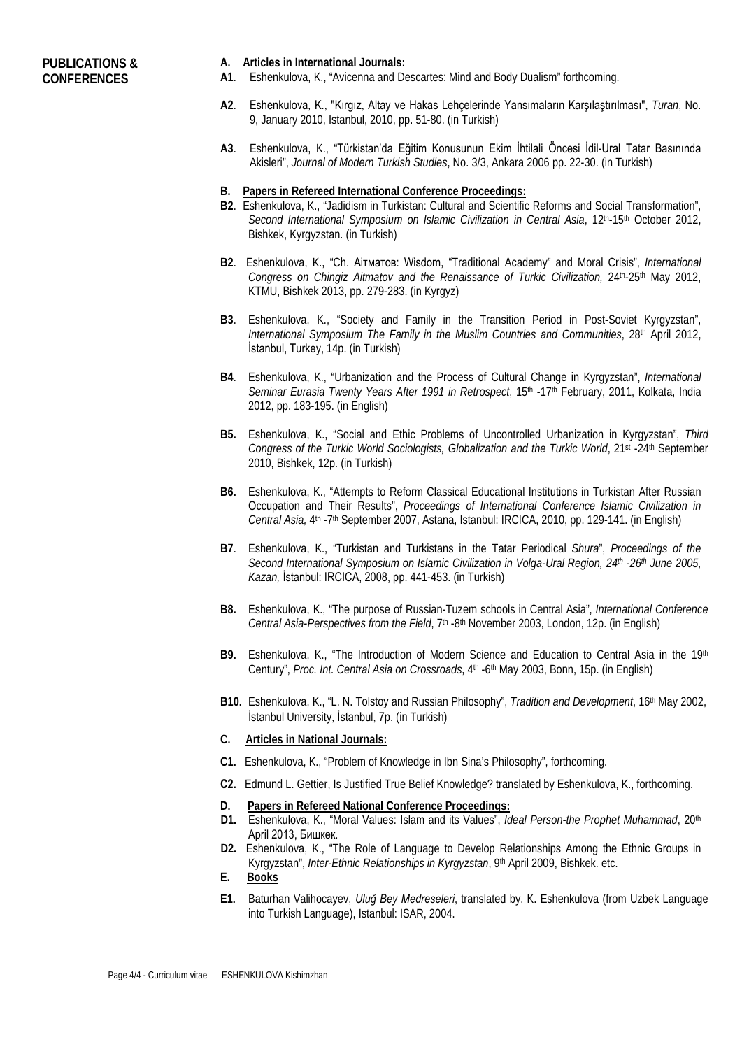**PUBLICATIONS & CONFERENCES**

**A. Articles in International Journals:**

**A1**. Eshenkulova, K., "Avicenna and Descartes: Mind and Body Dualism" forthcoming.

**A2**. Eshenkulova, K., "Kırgız, Altay ve Hakas Lehçelerinde Yansımaların Karşılaştırılması", *Turan*, No. 9, January 2010, Istanbul, 2010, pp. 51-80. (in Turkish)

**A3**. Eshenkulova, K., "Türkistan'da Eğitim Konusunun Ekim İhtilali Öncesi İdil-Ural Tatar Basınında Akisleri", *Journal of Modern Turkish Studies*, No. 3/3, Ankara 2006 pp. 22-30. (in Turkish)

**B. Papers in Refereed International Conference Proceedings:**

**B2**. Eshenkulova, K., "Jadidism in Turkistan: Cultural and Scientific Reforms and Social Transformation", *Second International Symposium on Islamic Civilization in Central Asia*, 12th-15th October 2012, Bishkek, Kyrgyzstan. (in Turkish)

**B2**. Eshenkulova, K., "Ch. Aітматов: Wisdom, "Traditional Academy" and Moral Crisis", *International Congress on Chingiz Aitmatov and the Renaissance of Turkic Civilization,* 24th-25th May 2012, KTMU, Bishkek 2013, pp. 279-283. (in Kyrgyz)

**B3**. Eshenkulova, K., "Society and Family in the Transition Period in Post-Soviet Kyrgyzstan", *International Symposium The Family in the Muslim Countries and Communities*, 28th April 2012, İstanbul, Turkey, 14p. (in Turkish)

**B4**. Eshenkulova, K., "Urbanization and the Process of Cultural Change in Kyrgyzstan", *International Seminar Eurasia Twenty Years After 1991 in Retrospect*, 15th -17th February, 2011, Kolkata, India 2012, pp. 183-195. (in English)

**B5.** Eshenkulova, K., "Social and Ethic Problems of Uncontrolled Urbanization in Kyrgyzstan", *Third Congress of the Turkic World Sociologists, Globalization and the Turkic World*, 21st -24th September 2010, Bishkek, 12p. (in Turkish)

**B6.** Eshenkulova, K., "Attempts to Reform Classical Educational Institutions in Turkistan After Russian Occupation and Their Results", *Proceedings of International Conference Islamic Civilization in Central Asia,* 4th -7th September 2007, Astana, Istanbul: IRCICA, 2010, pp. 129-141. (in English)

**B7**. Eshenkulova, K., "Turkistan and Turkistans in the Tatar Periodical *Shura*", *Proceedings of the Second International Symposium on Islamic Civilization in Volga-Ural Region, 24th -26th June 2005, Kazan,* İstanbul: IRCICA, 2008, pp. 441-453. (in Turkish)

**B8.** Eshenkulova, K., "The purpose of Russian-Tuzem schools in Central Asia", *International Conference Central Asia-Perspectives from the Field*, 7th -8th November 2003, London, 12p. (in English)

**B9.** Eshenkulova, K., "The Introduction of Modern Science and Education to Central Asia in the 19th Century", *Proc. Int. Central Asia on Crossroads*, 4th -6th May 2003, Bonn, 15p. (in English)

**B10.** Eshenkulova, K., "L. N. Tolstoy and Russian Philosophy", *Tradition and Development*, 16th May 2002, İstanbul University, İstanbul, 7p. (in Turkish)

**C. Articles in National Journals:**

**C1.** Eshenkulova, K., "Problem of Knowledge in Ibn Sina's Philosophy", forthcoming.

**C2.** Edmund L. Gettier, Is Justified True Belief Knowledge? translated by Eshenkulova, K., forthcoming.

**D. Papers in Refereed National Conference Proceedings:**

**D1.** Eshenkulova, K., "Moral Values: Islam and its Values", *Ideal Person-the Prophet Muhammad*, 20th April 2013, Бишкек.

**D2.** Eshenkulova, K., "The Role of Language to Develop Relationships Among the Ethnic Groups in Kyrgyzstan", *Inter-Ethnic Relationships in Kyrgyzstan*, 9th April 2009, Bishkek. etc.

**E. Books**

**E1.** Baturhan Valihocayev, *Uluğ Bey Medreseleri*, translated by. K. Eshenkulova (from Uzbek Language into Turkish Language), Istanbul: ISAR, 2004.